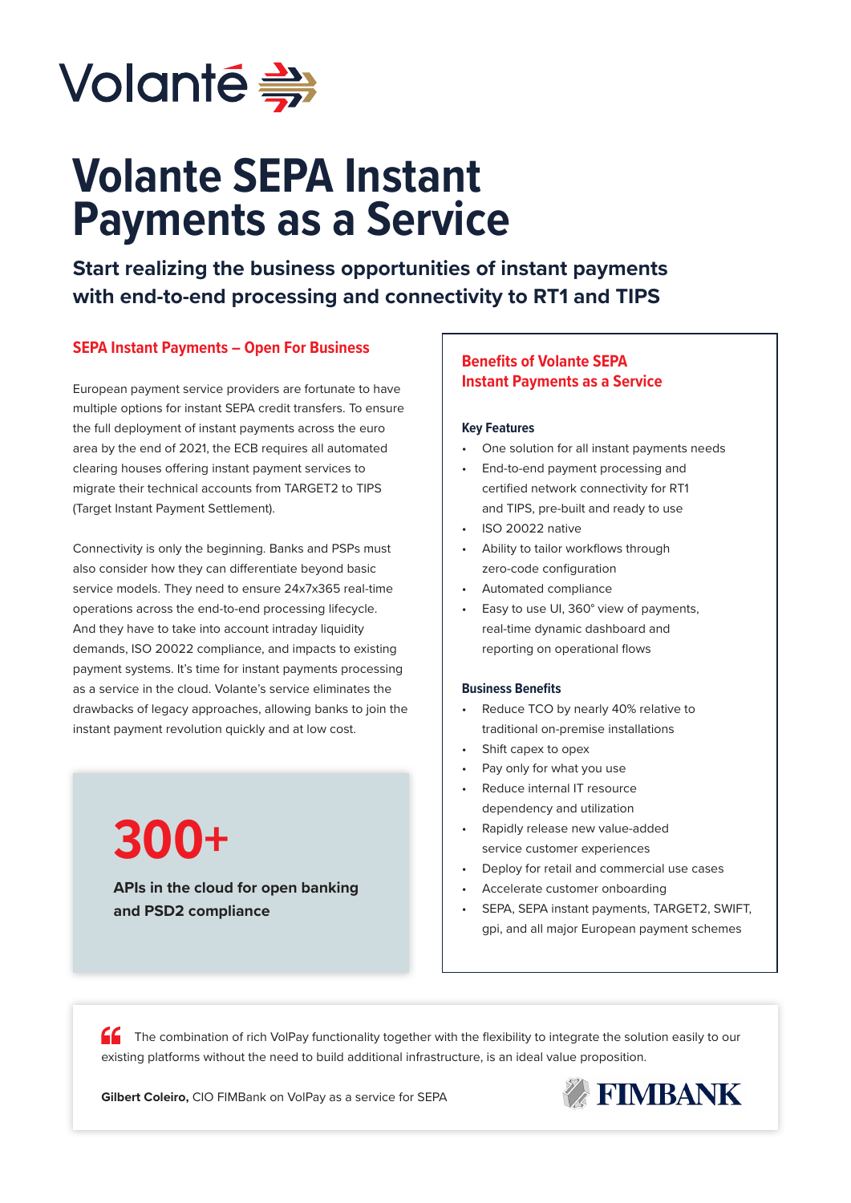Volanté

# Volante SEPA Instant Payments as a Service

**Start realizing the business opportunities of instant payments with end-to-end processing and connectivity to RT1 and TIPS**

## SEPA Instant Payments – Open For Business

European payment service providers are fortunate to have multiple options for instant SEPA credit transfers. To ensure the full deployment of instant payments across the euro area by the end of 2021, the ECB requires all automated clearing houses offering instant payment services to migrate their technical accounts from TARGET2 to TIPS (Target Instant Payment Settlement).

Connectivity is only the beginning. Banks and PSPs must also consider how they can differentiate beyond basic service models. They need to ensure 24x7x365 real-time operations across the end-to-end processing lifecycle. And they have to take into account intraday liquidity demands, ISO 20022 compliance, and impacts to existing payment systems. It's time for instant payments processing as a service in the cloud. Volante's service eliminates the drawbacks of legacy approaches, allowing banks to join the instant payment revolution quickly and at low cost.

**300+**

**APIs in the cloud for open banking and PSD2 compliance**

## Benefits of Volante SEPA Instant Payments as a Service

### Key Features

- One solution for all instant payments needs
- End-to-end payment processing and certified network connectivity for RT1 and TIPS, pre-built and ready to use
- ISO 20022 native
- Ability to tailor workflows through zero-code configuration
- Automated compliance
- Easy to use UI, 360° view of payments, real-time dynamic dashboard and reporting on operational flows

### Business Benefits

- Reduce TCO by nearly 40% relative to traditional on-premise installations
- Shift capex to opex
- Pay only for what you use
- Reduce internal IT resource dependency and utilization
- Rapidly release new value-added service customer experiences
- Deploy for retail and commercial use cases
- Accelerate customer onboarding
- SEPA, SEPA instant payments, TARGET2, SWIFT, gpi, and all major European payment schemes

> "The combination of rich VolPay functionality together with the flexibility to integrate the solution easily to our existing platforms without the need to build additional infrastructure, is an ideal value proposition.

**Gilbert Coleiro,** CIO FIMBank on VolPay as a service for SEPA

FIMBANK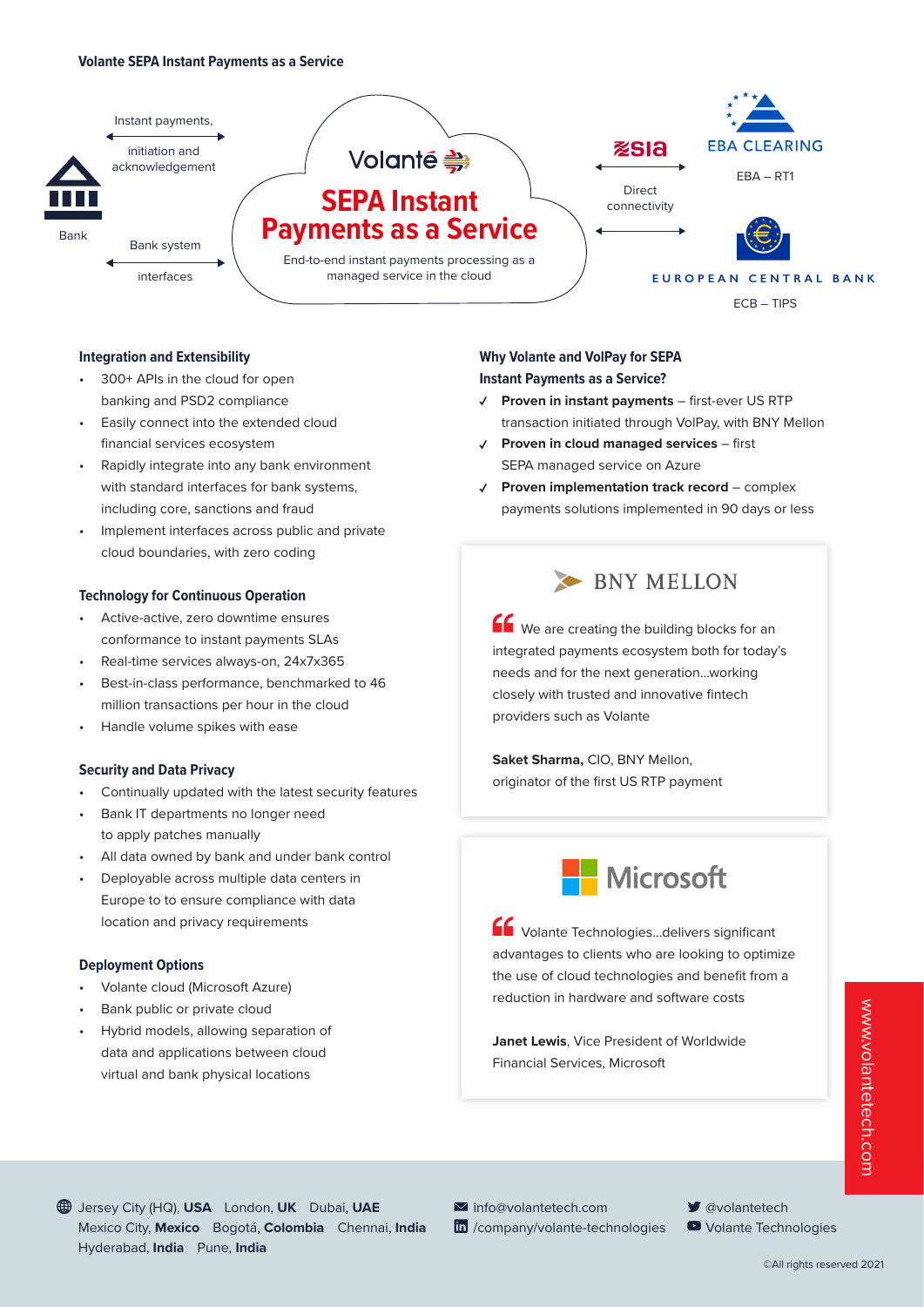### Volante SEPA Instant Payments as a Service

Instant payments, initiation and acknowledgement

Bank

Bank system interfaces

Volanté

**SEPA Instant Payments as a Service**

End-to-end instant payments processing as a managed service in the cloud

SIA

Direct connectivity

EBA CLEARING

EBA – RT1

EUROPEAN CENTRAL BANK

ECB – TIPS

### Integration and Extensibility

- 300+ APIs in the cloud for open banking and PSD2 compliance
- Easily connect into the extended cloud financial services ecosystem
- Rapidly integrate into any bank environment with standard interfaces for bank systems, including core, sanctions and fraud
- Implement interfaces across public and private cloud boundaries, with zero coding

### Technology for Continuous Operation

- Active-active, zero downtime ensures conformance to instant payments SLAs
- Real-time services always-on, 24x7x365
- Best-in-class performance, benchmarked to 46 million transactions per hour in the cloud
- Handle volume spikes with ease

### Security and Data Privacy

- Continually updated with the latest security features
- Bank IT departments no longer need to apply patches manually
- All data owned by bank and under bank control
- Deployable across multiple data centers in Europe to to ensure compliance with data location and privacy requirements

### Deployment Options

- Volante cloud (Microsoft Azure)
- Bank public or private cloud
- Hybrid models, allowing separation of data and applications between cloud virtual and bank physical locations

### Why Volante and VolPay for SEPA Instant Payments as a Service?

- ✓ **Proven in instant payments** – first-ever US RTP transaction initiated through VolPay, with BNY Mellon
- ✓ **Proven in cloud managed services** – first SEPA managed service on Azure
- ✓ **Proven implementation track record** – complex payments solutions implemented in 90 days or less

BNY MELLON

"We are creating the building blocks for an integrated payments ecosystem both for today's needs and for the next generation...working closely with trusted and innovative fintech providers such as Volante

**Saket Sharma,** CIO, BNY Mellon, originator of the first US RTP payment

Microsoft

"Volante Technologies...delivers significant advantages to clients who are looking to optimize the use of cloud technologies and benefit from a reduction in hardware and software costs

**Janet Lewis**, Vice President of Worldwide Financial Services, Microsoft

www.volantetech.com

Jersey City (HQ), **USA** London, **UK** Dubai, **UAE** Mexico City, **Mexico** Bogotá, **Colombia** Chennai, **India** Hyderabad, **India** Pune, **India**

info@volantetech.com
/company/volante-technologies

@volantetech
Volante Technologies

©All rights reserved 2021